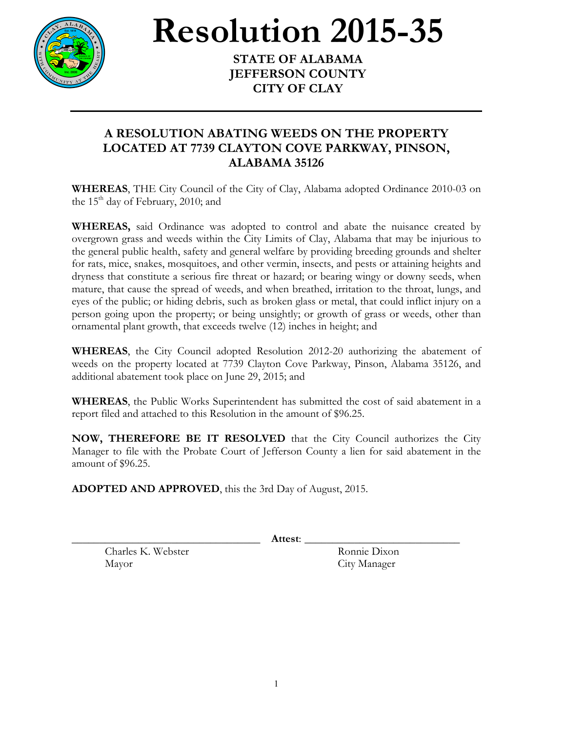# Resolution 2015-35

**STATE OF ALABAMA**
**JEFFERSON COUNTY**
**CITY OF CLAY**

---

## A RESOLUTION ABATING WEEDS ON THE PROPERTY LOCATED AT 7739 CLAYTON COVE PARKWAY, PINSON, ALABAMA 35126

**WHEREAS**, THE City Council of the City of Clay, Alabama adopted Ordinance 2010-03 on the 15th day of February, 2010; and

**WHEREAS,** said Ordinance was adopted to control and abate the nuisance created by overgrown grass and weeds within the City Limits of Clay, Alabama that may be injurious to the general public health, safety and general welfare by providing breeding grounds and shelter for rats, mice, snakes, mosquitoes, and other vermin, insects, and pests or attaining heights and dryness that constitute a serious fire threat or hazard; or bearing wingy or downy seeds, when mature, that cause the spread of weeds, and when breathed, irritation to the throat, lungs, and eyes of the public; or hiding debris, such as broken glass or metal, that could inflict injury on a person going upon the property; or being unsightly; or growth of grass or weeds, other than ornamental plant growth, that exceeds twelve (12) inches in height; and

**WHEREAS**, the City Council adopted Resolution 2012-20 authorizing the abatement of weeds on the property located at 7739 Clayton Cove Parkway, Pinson, Alabama 35126, and additional abatement took place on June 29, 2015; and

**WHEREAS**, the Public Works Superintendent has submitted the cost of said abatement in a report filed and attached to this Resolution in the amount of $96.25.

**NOW, THEREFORE BE IT RESOLVED** that the City Council authorizes the City Manager to file with the Probate Court of Jefferson County a lien for said abatement in the amount of $96.25.

**ADOPTED AND APPROVED**, this the 3rd Day of August, 2015.

\_\_\_\_\_\_\_\_\_\_\_\_\_\_\_\_\_\_\_\_\_\_\_\_\_\_\_\_\_\_\_\_ **Attest**: \_\_\_\_\_\_\_\_\_\_\_\_\_\_\_\_\_\_\_\_\_\_\_\_\_\_\_\_\_\_

Charles K. Webster
Mayor

Ronnie Dixon
City Manager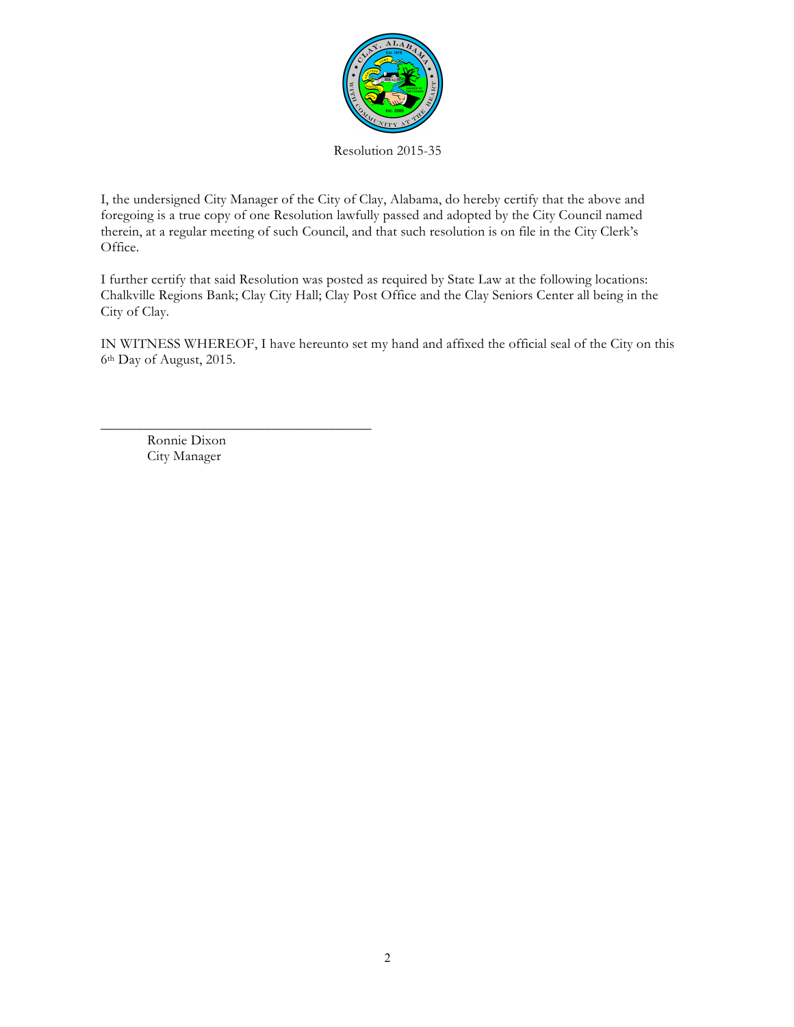Resolution 2015-35

I, the undersigned City Manager of the City of Clay, Alabama, do hereby certify that the above and foregoing is a true copy of one Resolution lawfully passed and adopted by the City Council named therein, at a regular meeting of such Council, and that such resolution is on file in the City Clerk's Office.

I further certify that said Resolution was posted as required by State Law at the following locations: Chalkville Regions Bank; Clay City Hall; Clay Post Office and the Clay Seniors Center all being in the City of Clay.

IN WITNESS WHEREOF, I have hereunto set my hand and affixed the official seal of the City on this 6th Day of August, 2015.

\_\_\_\_\_\_\_\_\_\_\_\_\_\_\_\_\_\_\_\_\_\_\_\_\_\_\_\_\_\_\_\_\_\_\_\_\_\_\_\_

Ronnie Dixon
City Manager